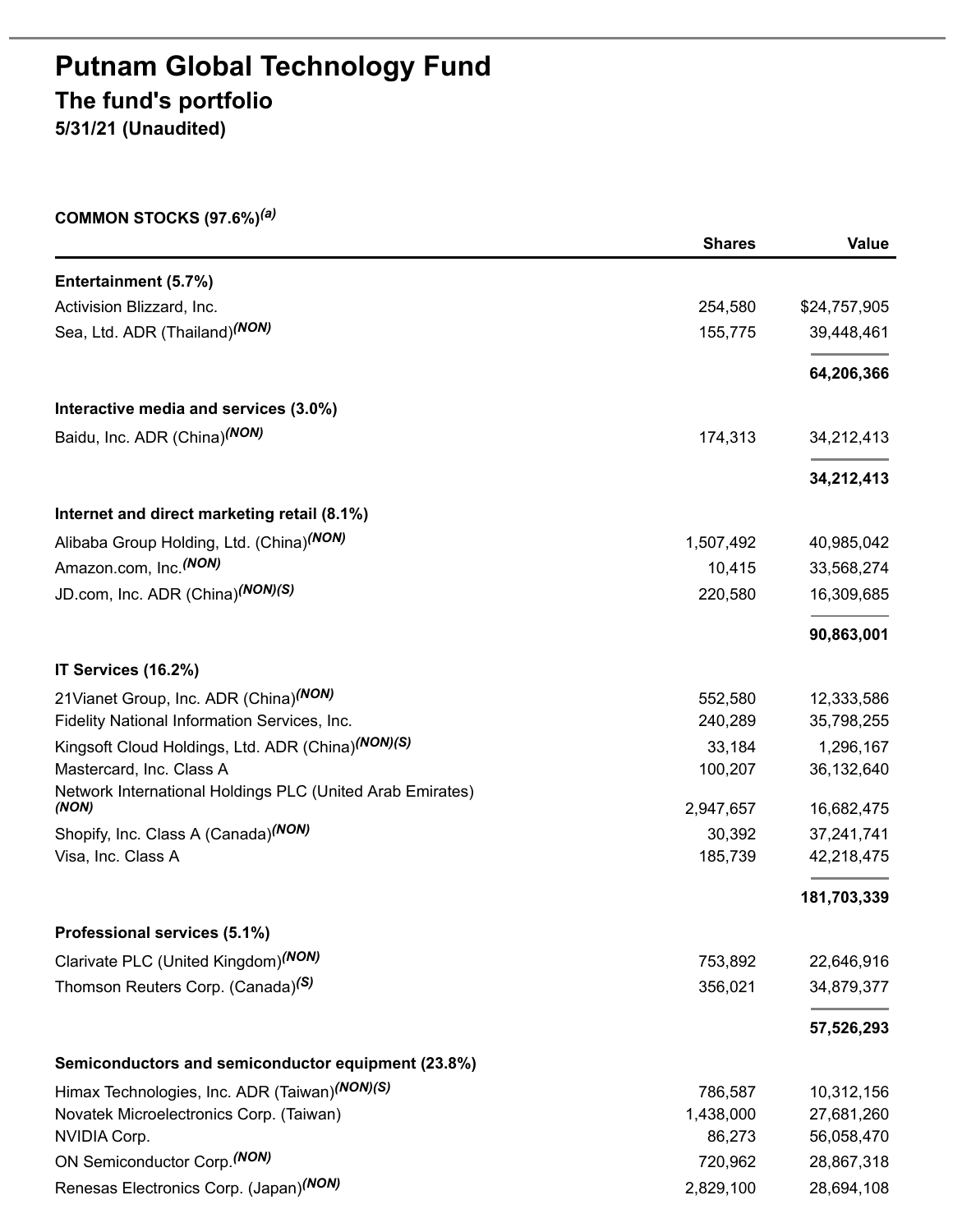# Putnam Global Technology Fund

## The fund's portfolio

**5/31/21 (Unaudited)**

**COMMON STOCKS (97.6%)[(a)]**

| | Shares | Value |
|---|---|---|
| **Entertainment (5.7%)** | | |
| Activision Blizzard, Inc. | 254,580 | $24,757,905 |
| Sea, Ltd. ADR (Thailand)[(NON)] | 155,775 | 39,448,461 |
| | | **64,206,366** |
| **Interactive media and services (3.0%)** | | |
| Baidu, Inc. ADR (China)[(NON)] | 174,313 | 34,212,413 |
| | | **34,212,413** |
| **Internet and direct marketing retail (8.1%)** | | |
| Alibaba Group Holding, Ltd. (China)[(NON)] | 1,507,492 | 40,985,042 |
| Amazon.com, Inc.[(NON)] | 10,415 | 33,568,274 |
| JD.com, Inc. ADR (China)[(NON)(S)] | 220,580 | 16,309,685 |
| | | **90,863,001** |
| **IT Services (16.2%)** | | |
| 21Vianet Group, Inc. ADR (China)[(NON)] | 552,580 | 12,333,586 |
| Fidelity National Information Services, Inc. | 240,289 | 35,798,255 |
| Kingsoft Cloud Holdings, Ltd. ADR (China)[(NON)(S)] | 33,184 | 1,296,167 |
| Mastercard, Inc. Class A | 100,207 | 36,132,640 |
| Network International Holdings PLC (United Arab Emirates)[(NON)] | 2,947,657 | 16,682,475 |
| Shopify, Inc. Class A (Canada)[(NON)] | 30,392 | 37,241,741 |
| Visa, Inc. Class A | 185,739 | 42,218,475 |
| | | **181,703,339** |
| **Professional services (5.1%)** | | |
| Clarivate PLC (United Kingdom)[(NON)] | 753,892 | 22,646,916 |
| Thomson Reuters Corp. (Canada)[(S)] | 356,021 | 34,879,377 |
| | | **57,526,293** |
| **Semiconductors and semiconductor equipment (23.8%)** | | |
| Himax Technologies, Inc. ADR (Taiwan)[(NON)(S)] | 786,587 | 10,312,156 |
| Novatek Microelectronics Corp. (Taiwan) | 1,438,000 | 27,681,260 |
| NVIDIA Corp. | 86,273 | 56,058,470 |
| ON Semiconductor Corp.[(NON)] | 720,962 | 28,867,318 |
| Renesas Electronics Corp. (Japan)[(NON)] | 2,829,100 | 28,694,108 |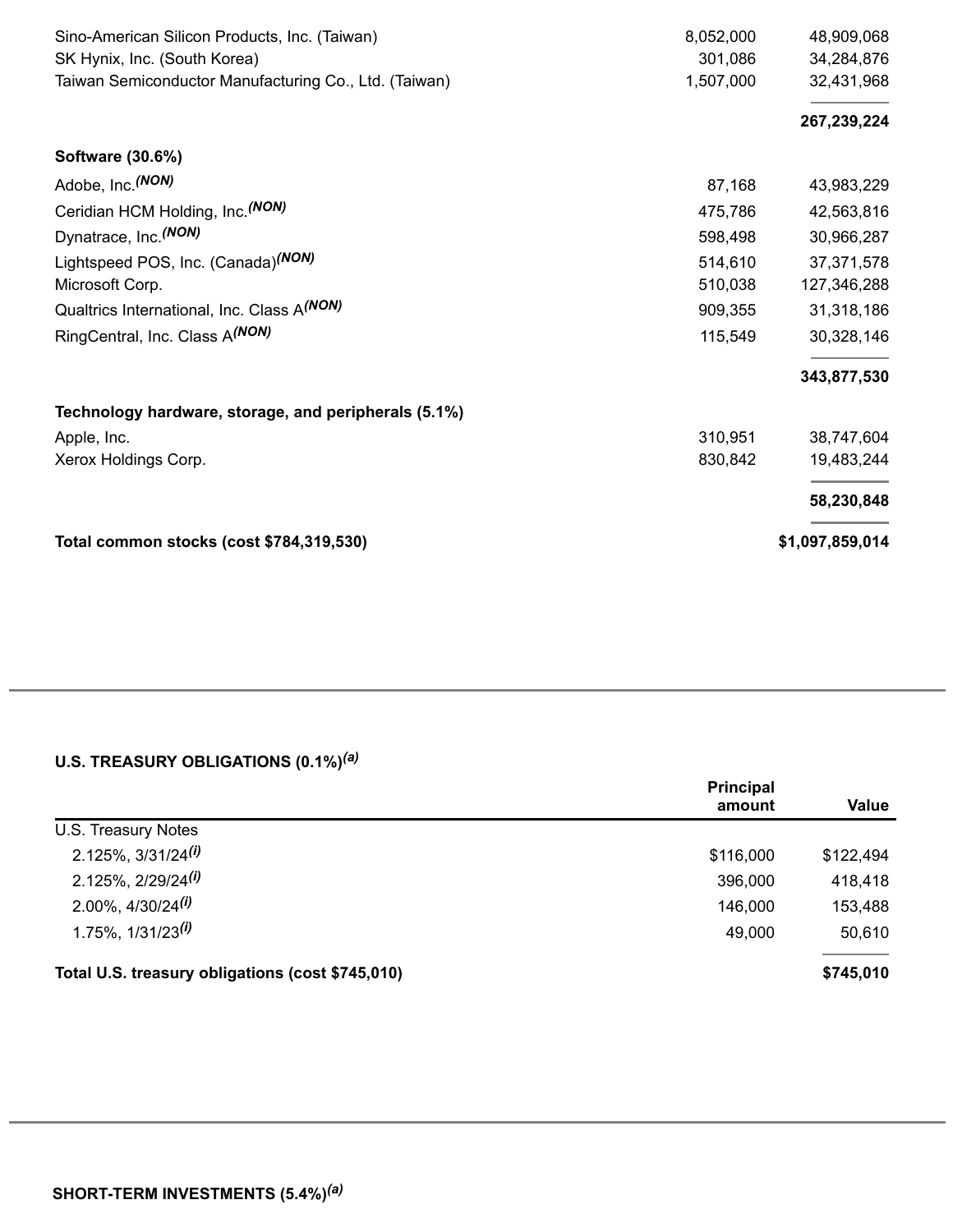| | | |
|---|---|---|
| Sino-American Silicon Products, Inc. (Taiwan) | 8,052,000 | 48,909,068 |
| SK Hynix, Inc. (South Korea) | 301,086 | 34,284,876 |
| Taiwan Semiconductor Manufacturing Co., Ltd. (Taiwan) | 1,507,000 | 32,431,968 |
| | | **267,239,224** |
| **Software (30.6%)** | | |
| Adobe, Inc.*(NON)* | 87,168 | 43,983,229 |
| Ceridian HCM Holding, Inc.*(NON)* | 475,786 | 42,563,816 |
| Dynatrace, Inc.*(NON)* | 598,498 | 30,966,287 |
| Lightspeed POS, Inc. (Canada)*(NON)* | 514,610 | 37,371,578 |
| Microsoft Corp. | 510,038 | 127,346,288 |
| Qualtrics International, Inc. Class A*(NON)* | 909,355 | 31,318,186 |
| RingCentral, Inc. Class A*(NON)* | 115,549 | 30,328,146 |
| | | **343,877,530** |
| **Technology hardware, storage, and peripherals (5.1%)** | | |
| Apple, Inc. | 310,951 | 38,747,604 |
| Xerox Holdings Corp. | 830,842 | 19,483,244 |
| | | **58,230,848** |
| **Total common stocks (cost $784,319,530)** | | **$1,097,859,014** |

**U.S. TREASURY OBLIGATIONS (0.1%)*(a)***

| | Principal amount | Value |
|---|---|---|
| U.S. Treasury Notes | | |
| 2.125%, 3/31/24*(i)* | $116,000 | $122,494 |
| 2.125%, 2/29/24*(i)* | 396,000 | 418,418 |
| 2.00%, 4/30/24*(i)* | 146,000 | 153,488 |
| 1.75%, 1/31/23*(i)* | 49,000 | 50,610 |
| **Total U.S. treasury obligations (cost $745,010)** | | **$745,010** |

**SHORT-TERM INVESTMENTS (5.4%)*(a)***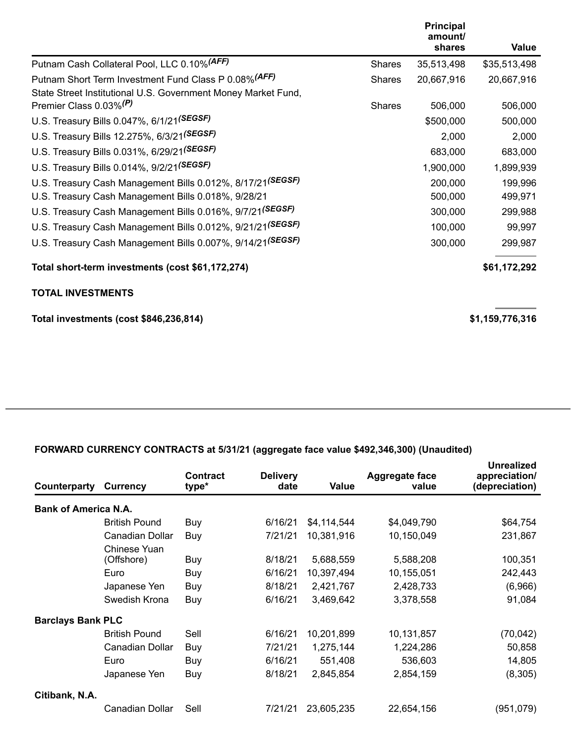| | | Principal amount/ shares | Value |
|---|---|---|---|
| Putnam Cash Collateral Pool, LLC 0.10%(AFF) | Shares | 35,513,498 | $35,513,498 |
| Putnam Short Term Investment Fund Class P 0.08%(AFF) | Shares | 20,667,916 | 20,667,916 |
| State Street Institutional U.S. Government Money Market Fund, Premier Class 0.03%(P) | Shares | 506,000 | 506,000 |
| U.S. Treasury Bills 0.047%, 6/1/21(SEGSF) | | $500,000 | 500,000 |
| U.S. Treasury Bills 12.275%, 6/3/21(SEGSF) | | 2,000 | 2,000 |
| U.S. Treasury Bills 0.031%, 6/29/21(SEGSF) | | 683,000 | 683,000 |
| U.S. Treasury Bills 0.014%, 9/2/21(SEGSF) | | 1,900,000 | 1,899,939 |
| U.S. Treasury Cash Management Bills 0.012%, 8/17/21(SEGSF) | | 200,000 | 199,996 |
| U.S. Treasury Cash Management Bills 0.018%, 9/28/21 | | 500,000 | 499,971 |
| U.S. Treasury Cash Management Bills 0.016%, 9/7/21(SEGSF) | | 300,000 | 299,988 |
| U.S. Treasury Cash Management Bills 0.012%, 9/21/21(SEGSF) | | 100,000 | 99,997 |
| U.S. Treasury Cash Management Bills 0.007%, 9/14/21(SEGSF) | | 300,000 | 299,987 |
| **Total short-term investments (cost $61,172,274)** | | | **$61,172,292** |
| **TOTAL INVESTMENTS** | | | |
| **Total investments (cost $846,236,814)** | | | **$1,159,776,316** |

**FORWARD CURRENCY CONTRACTS at 5/31/21 (aggregate face value $492,346,300) (Unaudited)**

| Counterparty | Currency | Contract type* | Delivery date | Value | Aggregate face value | Unrealized appreciation/ (depreciation) |
|---|---|---|---|---|---|---|
| **Bank of America N.A.** | | | | | | |
| | British Pound | Buy | 6/16/21 | $4,114,544 | $4,049,790 | $64,754 |
| | Canadian Dollar | Buy | 7/21/21 | 10,381,916 | 10,150,049 | 231,867 |
| | Chinese Yuan (Offshore) | Buy | 8/18/21 | 5,688,559 | 5,588,208 | 100,351 |
| | Euro | Buy | 6/16/21 | 10,397,494 | 10,155,051 | 242,443 |
| | Japanese Yen | Buy | 8/18/21 | 2,421,767 | 2,428,733 | (6,966) |
| | Swedish Krona | Buy | 6/16/21 | 3,469,642 | 3,378,558 | 91,084 |
| **Barclays Bank PLC** | | | | | | |
| | British Pound | Sell | 6/16/21 | 10,201,899 | 10,131,857 | (70,042) |
| | Canadian Dollar | Buy | 7/21/21 | 1,275,144 | 1,224,286 | 50,858 |
| | Euro | Buy | 6/16/21 | 551,408 | 536,603 | 14,805 |
| | Japanese Yen | Buy | 8/18/21 | 2,845,854 | 2,854,159 | (8,305) |
| **Citibank, N.A.** | | | | | | |
| | Canadian Dollar | Sell | 7/21/21 | 23,605,235 | 22,654,156 | (951,079) |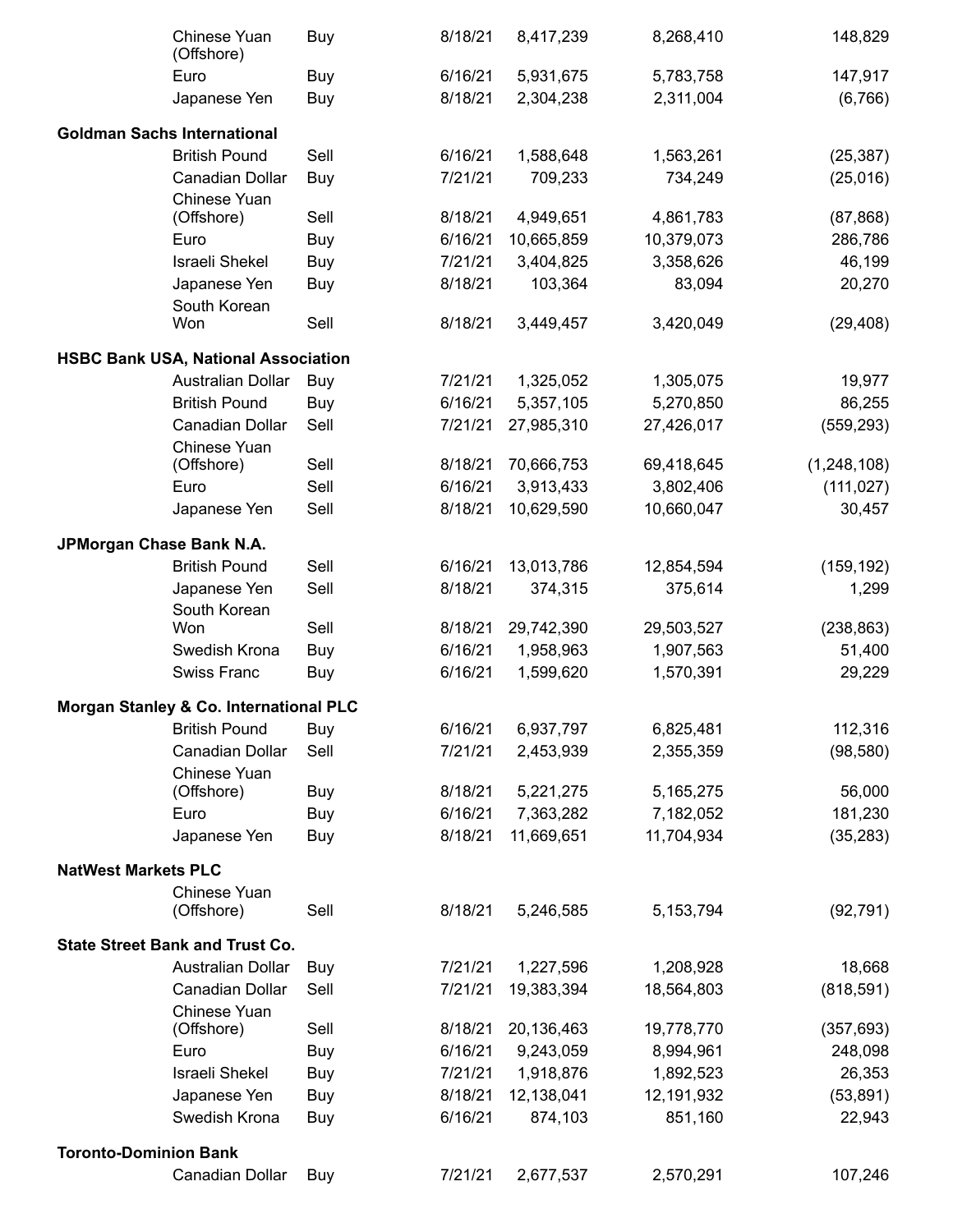| Counterparty | Currency | Buy/Sell | Settlement Date | Value | | Unrealized Appreciation (Depreciation) |
|---|---|---|---|---|---|---|
| | Chinese Yuan (Offshore) | Buy | 8/18/21 | 8,417,239 | 8,268,410 | 148,829 |
| | Euro | Buy | 6/16/21 | 5,931,675 | 5,783,758 | 147,917 |
| | Japanese Yen | Buy | 8/18/21 | 2,304,238 | 2,311,004 | (6,766) |
| **Goldman Sachs International** | | | | | | |
| | British Pound | Sell | 6/16/21 | 1,588,648 | 1,563,261 | (25,387) |
| | Canadian Dollar | Buy | 7/21/21 | 709,233 | 734,249 | (25,016) |
| | Chinese Yuan (Offshore) | Sell | 8/18/21 | 4,949,651 | 4,861,783 | (87,868) |
| | Euro | Buy | 6/16/21 | 10,665,859 | 10,379,073 | 286,786 |
| | Israeli Shekel | Buy | 7/21/21 | 3,404,825 | 3,358,626 | 46,199 |
| | Japanese Yen | Buy | 8/18/21 | 103,364 | 83,094 | 20,270 |
| | South Korean Won | Sell | 8/18/21 | 3,449,457 | 3,420,049 | (29,408) |
| **HSBC Bank USA, National Association** | | | | | | |
| | Australian Dollar | Buy | 7/21/21 | 1,325,052 | 1,305,075 | 19,977 |
| | British Pound | Buy | 6/16/21 | 5,357,105 | 5,270,850 | 86,255 |
| | Canadian Dollar | Sell | 7/21/21 | 27,985,310 | 27,426,017 | (559,293) |
| | Chinese Yuan (Offshore) | Sell | 8/18/21 | 70,666,753 | 69,418,645 | (1,248,108) |
| | Euro | Sell | 6/16/21 | 3,913,433 | 3,802,406 | (111,027) |
| | Japanese Yen | Sell | 8/18/21 | 10,629,590 | 10,660,047 | 30,457 |
| **JPMorgan Chase Bank N.A.** | | | | | | |
| | British Pound | Sell | 6/16/21 | 13,013,786 | 12,854,594 | (159,192) |
| | Japanese Yen | Sell | 8/18/21 | 374,315 | 375,614 | 1,299 |
| | South Korean Won | Sell | 8/18/21 | 29,742,390 | 29,503,527 | (238,863) |
| | Swedish Krona | Buy | 6/16/21 | 1,958,963 | 1,907,563 | 51,400 |
| | Swiss Franc | Buy | 6/16/21 | 1,599,620 | 1,570,391 | 29,229 |
| **Morgan Stanley & Co. International PLC** | | | | | | |
| | British Pound | Buy | 6/16/21 | 6,937,797 | 6,825,481 | 112,316 |
| | Canadian Dollar | Sell | 7/21/21 | 2,453,939 | 2,355,359 | (98,580) |
| | Chinese Yuan (Offshore) | Buy | 8/18/21 | 5,221,275 | 5,165,275 | 56,000 |
| | Euro | Buy | 6/16/21 | 7,363,282 | 7,182,052 | 181,230 |
| | Japanese Yen | Buy | 8/18/21 | 11,669,651 | 11,704,934 | (35,283) |
| **NatWest Markets PLC** | | | | | | |
| | Chinese Yuan (Offshore) | Sell | 8/18/21 | 5,246,585 | 5,153,794 | (92,791) |
| **State Street Bank and Trust Co.** | | | | | | |
| | Australian Dollar | Buy | 7/21/21 | 1,227,596 | 1,208,928 | 18,668 |
| | Canadian Dollar | Sell | 7/21/21 | 19,383,394 | 18,564,803 | (818,591) |
| | Chinese Yuan (Offshore) | Sell | 8/18/21 | 20,136,463 | 19,778,770 | (357,693) |
| | Euro | Buy | 6/16/21 | 9,243,059 | 8,994,961 | 248,098 |
| | Israeli Shekel | Buy | 7/21/21 | 1,918,876 | 1,892,523 | 26,353 |
| | Japanese Yen | Buy | 8/18/21 | 12,138,041 | 12,191,932 | (53,891) |
| | Swedish Krona | Buy | 6/16/21 | 874,103 | 851,160 | 22,943 |
| **Toronto-Dominion Bank** | | | | | | |
| | Canadian Dollar | Buy | 7/21/21 | 2,677,537 | 2,570,291 | 107,246 |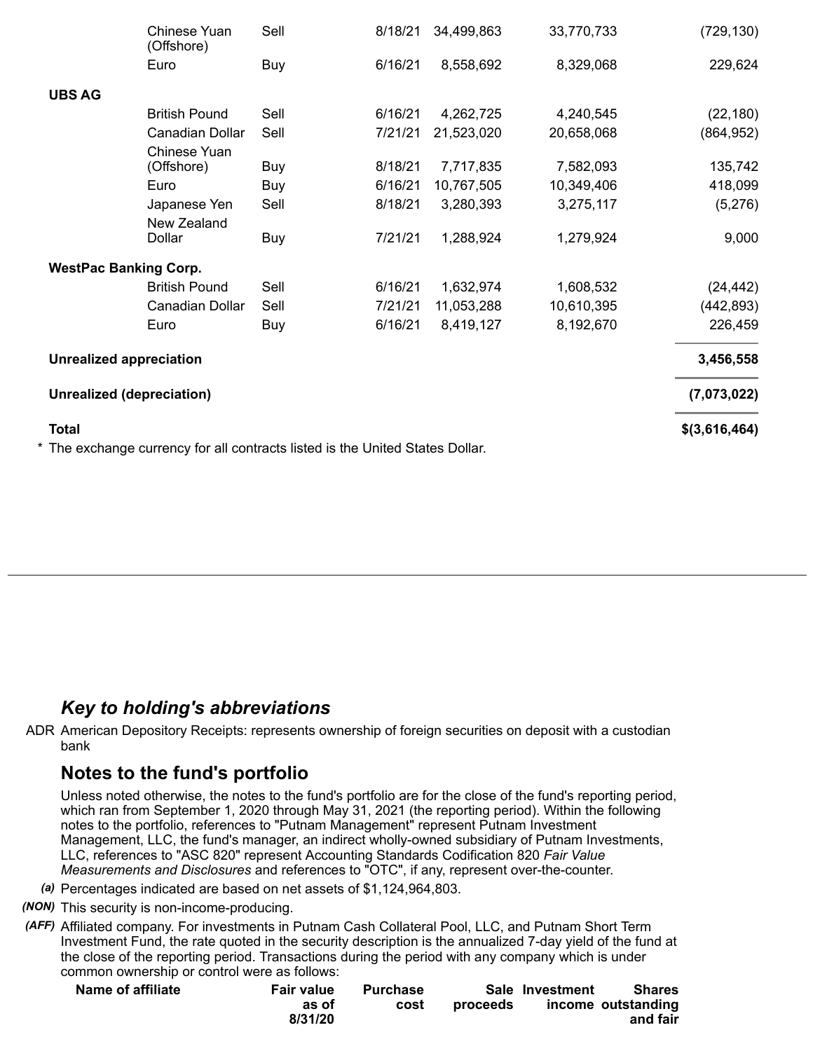| Counterparty | Currency | Contract type* | Delivery date | Value | Aggregate face value | Unrealized appreciation/ (depreciation) |
|---|---|---|---|---|---|---|
| | Chinese Yuan (Offshore) | Sell | 8/18/21 | 34,499,863 | 33,770,733 | (729,130) |
| | Euro | Buy | 6/16/21 | 8,558,692 | 8,329,068 | 229,624 |
| **UBS AG** | | | | | | |
| | British Pound | Sell | 6/16/21 | 4,262,725 | 4,240,545 | (22,180) |
| | Canadian Dollar | Sell | 7/21/21 | 21,523,020 | 20,658,068 | (864,952) |
| | Chinese Yuan (Offshore) | Buy | 8/18/21 | 7,717,835 | 7,582,093 | 135,742 |
| | Euro | Buy | 6/16/21 | 10,767,505 | 10,349,406 | 418,099 |
| | Japanese Yen | Sell | 8/18/21 | 3,280,393 | 3,275,117 | (5,276) |
| | New Zealand Dollar | Buy | 7/21/21 | 1,288,924 | 1,279,924 | 9,000 |
| **WestPac Banking Corp.** | | | | | | |
| | British Pound | Sell | 6/16/21 | 1,632,974 | 1,608,532 | (24,442) |
| | Canadian Dollar | Sell | 7/21/21 | 11,053,288 | 10,610,395 | (442,893) |
| | Euro | Buy | 6/16/21 | 8,419,127 | 8,192,670 | 226,459 |
| **Unrealized appreciation** | | | | | | **3,456,558** |
| **Unrealized (depreciation)** | | | | | | **(7,073,022)** |
| **Total** | | | | | | **$(3,616,464)** |

* The exchange currency for all contracts listed is the United States Dollar.

## *Key to holding's abbreviations*

ADR American Depository Receipts: represents ownership of foreign securities on deposit with a custodian bank

## Notes to the fund's portfolio

Unless noted otherwise, the notes to the fund's portfolio are for the close of the fund's reporting period, which ran from September 1, 2020 through May 31, 2021 (the reporting period). Within the following notes to the portfolio, references to "Putnam Management" represent Putnam Investment Management, LLC, the fund's manager, an indirect wholly-owned subsidiary of Putnam Investments, LLC, references to "ASC 820" represent Accounting Standards Codification 820 *Fair Value Measurements and Disclosures* and references to "OTC", if any, represent over-the-counter.

*(a)* Percentages indicated are based on net assets of $1,124,964,803.

*(NON)* This security is non-income-producing.

*(AFF)* Affiliated company. For investments in Putnam Cash Collateral Pool, LLC, and Putnam Short Term Investment Fund, the rate quoted in the security description is the annualized 7-day yield of the fund at the close of the reporting period. Transactions during the period with any company which is under common ownership or control were as follows:

| Name of affiliate | Fair value as of 8/31/20 | Purchase cost | Sale proceeds | Investment income | Shares outstanding and fair |
|---|---|---|---|---|---|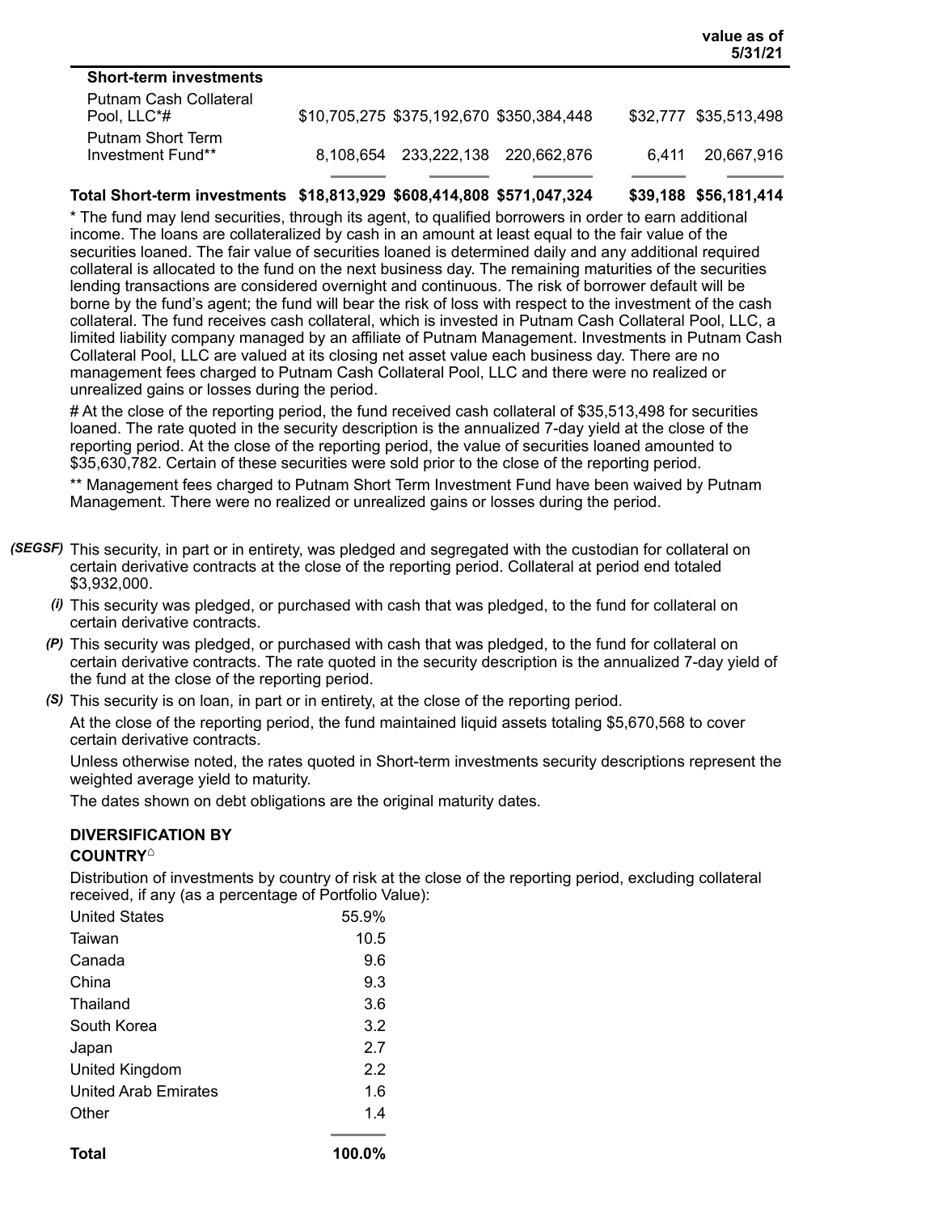| | | | | | value as of 5/31/21 |
|---|---|---|---|---|---|
| **Short-term investments** | | | | | |
| Putnam Cash Collateral Pool, LLC*# | $10,705,275 | $375,192,670 | $350,384,448 | $32,777 | $35,513,498 |
| Putnam Short Term Investment Fund** | 8,108,654 | 233,222,138 | 220,662,876 | 6,411 | 20,667,916 |
| **Total Short-term investments** | **$18,813,929** | **$608,414,808** | **$571,047,324** | **$39,188** | **$56,181,414** |

\* The fund may lend securities, through its agent, to qualified borrowers in order to earn additional income. The loans are collateralized by cash in an amount at least equal to the fair value of the securities loaned. The fair value of securities loaned is determined daily and any additional required collateral is allocated to the fund on the next business day. The remaining maturities of the securities lending transactions are considered overnight and continuous. The risk of borrower default will be borne by the fund's agent; the fund will bear the risk of loss with respect to the investment of the cash collateral. The fund receives cash collateral, which is invested in Putnam Cash Collateral Pool, LLC, a limited liability company managed by an affiliate of Putnam Management. Investments in Putnam Cash Collateral Pool, LLC are valued at its closing net asset value each business day. There are no management fees charged to Putnam Cash Collateral Pool, LLC and there were no realized or unrealized gains or losses during the period.

# At the close of the reporting period, the fund received cash collateral of $35,513,498 for securities loaned. The rate quoted in the security description is the annualized 7-day yield at the close of the reporting period. At the close of the reporting period, the value of securities loaned amounted to $35,630,782. Certain of these securities were sold prior to the close of the reporting period.

** Management fees charged to Putnam Short Term Investment Fund have been waived by Putnam Management. There were no realized or unrealized gains or losses during the period.

*(SEGSF)* This security, in part or in entirety, was pledged and segregated with the custodian for collateral on certain derivative contracts at the close of the reporting period. Collateral at period end totaled $3,932,000.

*(i)* This security was pledged, or purchased with cash that was pledged, to the fund for collateral on certain derivative contracts.

*(P)* This security was pledged, or purchased with cash that was pledged, to the fund for collateral on certain derivative contracts. The rate quoted in the security description is the annualized 7-day yield of the fund at the close of the reporting period.

*(S)* This security is on loan, in part or in entirety, at the close of the reporting period.

At the close of the reporting period, the fund maintained liquid assets totaling $5,670,568 to cover certain derivative contracts.

Unless otherwise noted, the rates quoted in Short-term investments security descriptions represent the weighted average yield to maturity.

The dates shown on debt obligations are the original maturity dates.

**DIVERSIFICATION BY COUNTRY⌂**

Distribution of investments by country of risk at the close of the reporting period, excluding collateral received, if any (as a percentage of Portfolio Value):

| | |
|---|---|
| United States | 55.9% |
| Taiwan | 10.5 |
| Canada | 9.6 |
| China | 9.3 |
| Thailand | 3.6 |
| South Korea | 3.2 |
| Japan | 2.7 |
| United Kingdom | 2.2 |
| United Arab Emirates | 1.6 |
| Other | 1.4 |
| **Total** | **100.0%** |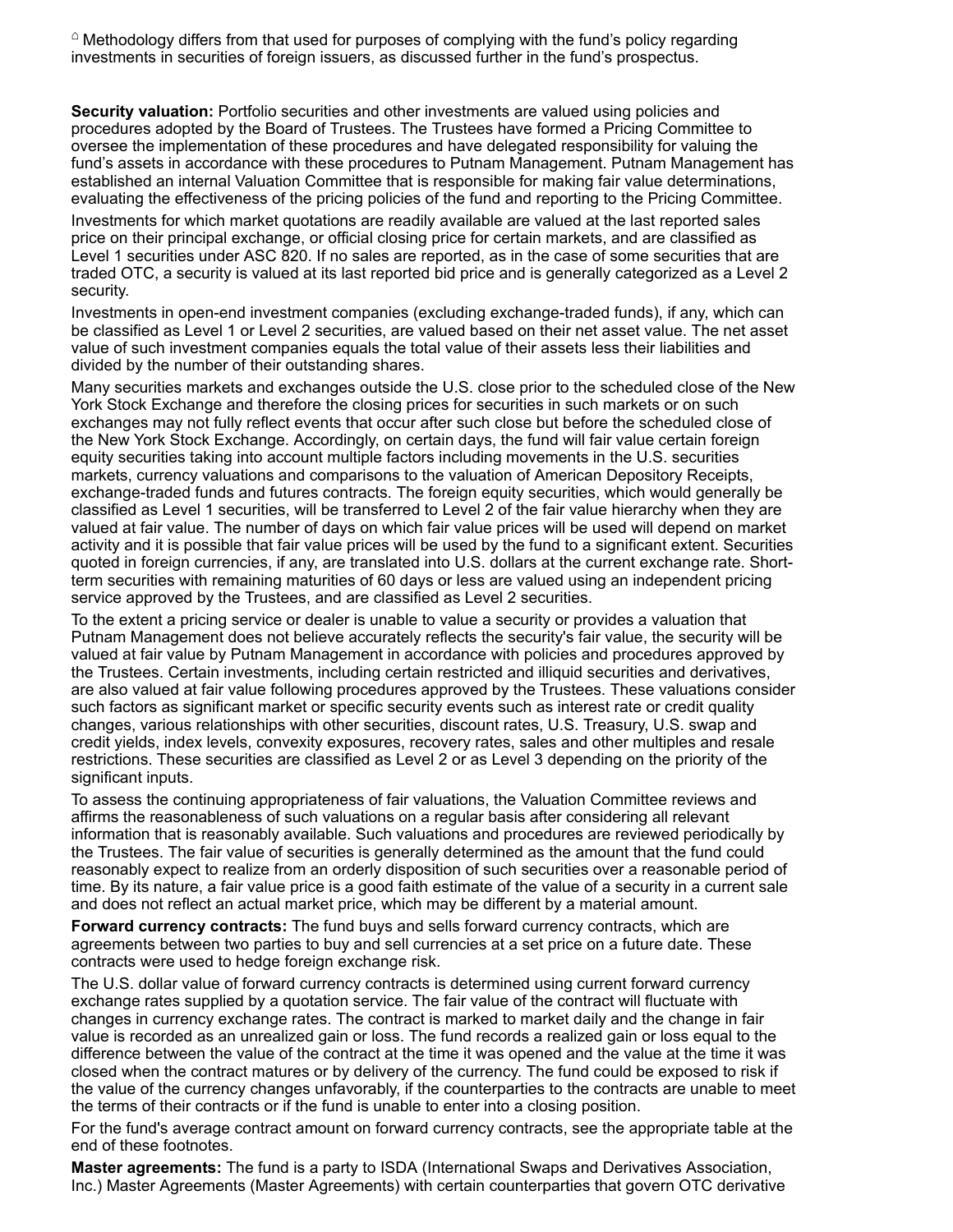⌂ Methodology differs from that used for purposes of complying with the fund's policy regarding investments in securities of foreign issuers, as discussed further in the fund's prospectus.

**Security valuation:** Portfolio securities and other investments are valued using policies and procedures adopted by the Board of Trustees. The Trustees have formed a Pricing Committee to oversee the implementation of these procedures and have delegated responsibility for valuing the fund's assets in accordance with these procedures to Putnam Management. Putnam Management has established an internal Valuation Committee that is responsible for making fair value determinations, evaluating the effectiveness of the pricing policies of the fund and reporting to the Pricing Committee.

Investments for which market quotations are readily available are valued at the last reported sales price on their principal exchange, or official closing price for certain markets, and are classified as Level 1 securities under ASC 820. If no sales are reported, as in the case of some securities that are traded OTC, a security is valued at its last reported bid price and is generally categorized as a Level 2 security.

Investments in open-end investment companies (excluding exchange-traded funds), if any, which can be classified as Level 1 or Level 2 securities, are valued based on their net asset value. The net asset value of such investment companies equals the total value of their assets less their liabilities and divided by the number of their outstanding shares.

Many securities markets and exchanges outside the U.S. close prior to the scheduled close of the New York Stock Exchange and therefore the closing prices for securities in such markets or on such exchanges may not fully reflect events that occur after such close but before the scheduled close of the New York Stock Exchange. Accordingly, on certain days, the fund will fair value certain foreign equity securities taking into account multiple factors including movements in the U.S. securities markets, currency valuations and comparisons to the valuation of American Depository Receipts, exchange-traded funds and futures contracts. The foreign equity securities, which would generally be classified as Level 1 securities, will be transferred to Level 2 of the fair value hierarchy when they are valued at fair value. The number of days on which fair value prices will be used will depend on market activity and it is possible that fair value prices will be used by the fund to a significant extent. Securities quoted in foreign currencies, if any, are translated into U.S. dollars at the current exchange rate. Short-term securities with remaining maturities of 60 days or less are valued using an independent pricing service approved by the Trustees, and are classified as Level 2 securities.

To the extent a pricing service or dealer is unable to value a security or provides a valuation that Putnam Management does not believe accurately reflects the security's fair value, the security will be valued at fair value by Putnam Management in accordance with policies and procedures approved by the Trustees. Certain investments, including certain restricted and illiquid securities and derivatives, are also valued at fair value following procedures approved by the Trustees. These valuations consider such factors as significant market or specific security events such as interest rate or credit quality changes, various relationships with other securities, discount rates, U.S. Treasury, U.S. swap and credit yields, index levels, convexity exposures, recovery rates, sales and other multiples and resale restrictions. These securities are classified as Level 2 or as Level 3 depending on the priority of the significant inputs.

To assess the continuing appropriateness of fair valuations, the Valuation Committee reviews and affirms the reasonableness of such valuations on a regular basis after considering all relevant information that is reasonably available. Such valuations and procedures are reviewed periodically by the Trustees. The fair value of securities is generally determined as the amount that the fund could reasonably expect to realize from an orderly disposition of such securities over a reasonable period of time. By its nature, a fair value price is a good faith estimate of the value of a security in a current sale and does not reflect an actual market price, which may be different by a material amount.

**Forward currency contracts:** The fund buys and sells forward currency contracts, which are agreements between two parties to buy and sell currencies at a set price on a future date. These contracts were used to hedge foreign exchange risk.

The U.S. dollar value of forward currency contracts is determined using current forward currency exchange rates supplied by a quotation service. The fair value of the contract will fluctuate with changes in currency exchange rates. The contract is marked to market daily and the change in fair value is recorded as an unrealized gain or loss. The fund records a realized gain or loss equal to the difference between the value of the contract at the time it was opened and the value at the time it was closed when the contract matures or by delivery of the currency. The fund could be exposed to risk if the value of the currency changes unfavorably, if the counterparties to the contracts are unable to meet the terms of their contracts or if the fund is unable to enter into a closing position.

For the fund's average contract amount on forward currency contracts, see the appropriate table at the end of these footnotes.

**Master agreements:** The fund is a party to ISDA (International Swaps and Derivatives Association, Inc.) Master Agreements (Master Agreements) with certain counterparties that govern OTC derivative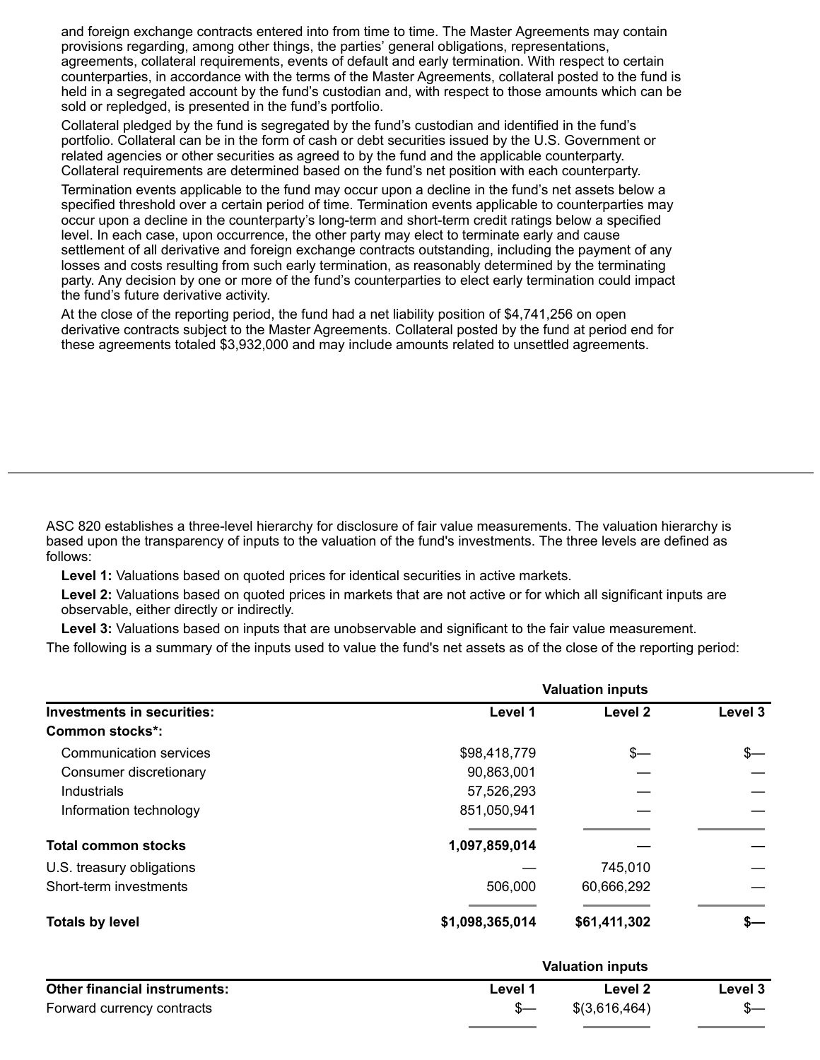and foreign exchange contracts entered into from time to time. The Master Agreements may contain provisions regarding, among other things, the parties' general obligations, representations, agreements, collateral requirements, events of default and early termination. With respect to certain counterparties, in accordance with the terms of the Master Agreements, collateral posted to the fund is held in a segregated account by the fund's custodian and, with respect to those amounts which can be sold or repledged, is presented in the fund's portfolio.

Collateral pledged by the fund is segregated by the fund's custodian and identified in the fund's portfolio. Collateral can be in the form of cash or debt securities issued by the U.S. Government or related agencies or other securities as agreed to by the fund and the applicable counterparty. Collateral requirements are determined based on the fund's net position with each counterparty.

Termination events applicable to the fund may occur upon a decline in the fund's net assets below a specified threshold over a certain period of time. Termination events applicable to counterparties may occur upon a decline in the counterparty's long-term and short-term credit ratings below a specified level. In each case, upon occurrence, the other party may elect to terminate early and cause settlement of all derivative and foreign exchange contracts outstanding, including the payment of any losses and costs resulting from such early termination, as reasonably determined by the terminating party. Any decision by one or more of the fund's counterparties to elect early termination could impact the fund's future derivative activity.

At the close of the reporting period, the fund had a net liability position of $4,741,256 on open derivative contracts subject to the Master Agreements. Collateral posted by the fund at period end for these agreements totaled $3,932,000 and may include amounts related to unsettled agreements.

---

ASC 820 establishes a three-level hierarchy for disclosure of fair value measurements. The valuation hierarchy is based upon the transparency of inputs to the valuation of the fund's investments. The three levels are defined as follows:

**Level 1:** Valuations based on quoted prices for identical securities in active markets.

**Level 2:** Valuations based on quoted prices in markets that are not active or for which all significant inputs are observable, either directly or indirectly.

**Level 3:** Valuations based on inputs that are unobservable and significant to the fair value measurement.

The following is a summary of the inputs used to value the fund's net assets as of the close of the reporting period:

| | Valuation inputs | | |
|---|---|---|---|
| **Investments in securities:** | **Level 1** | **Level 2** | **Level 3** |
| **Common stocks*:** | | | |
| Communication services | $98,418,779 | $— | $— |
| Consumer discretionary | 90,863,001 | — | — |
| Industrials | 57,526,293 | — | — |
| Information technology | 851,050,941 | — | — |
| **Total common stocks** | **1,097,859,014** | **—** | **—** |
| U.S. treasury obligations | — | 745,010 | — |
| Short-term investments | 506,000 | 60,666,292 | — |
| **Totals by level** | **$1,098,365,014** | **$61,411,302** | **$—** |

| | Valuation inputs | | |
|---|---|---|---|
| **Other financial instruments:** | **Level 1** | **Level 2** | **Level 3** |
| Forward currency contracts | $— | $(3,616,464) | $— |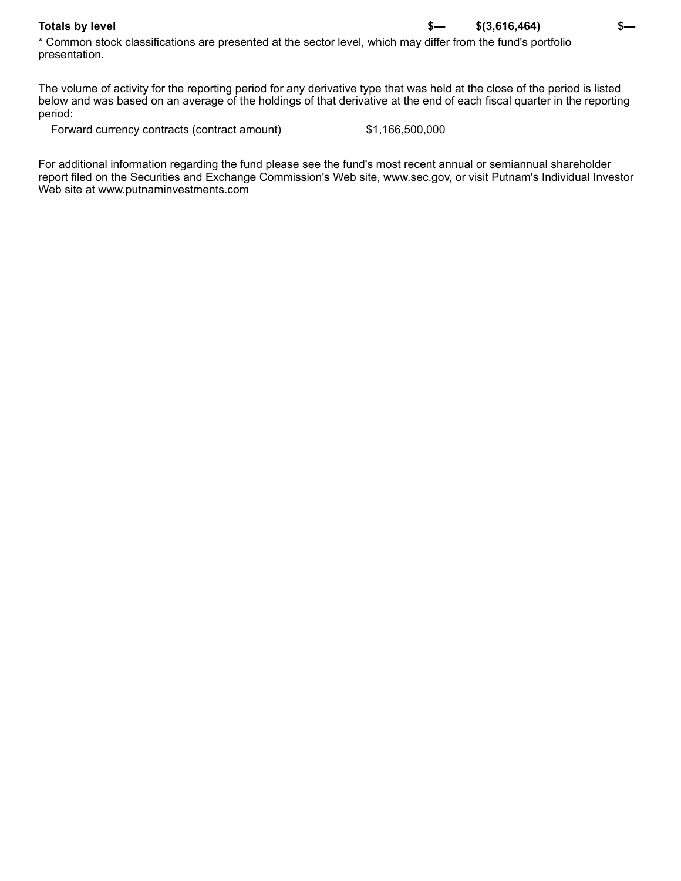| | | | |
|---|---|---|---|
| **Totals by level** | **$—** | **$(3,616,464)** | **$—** |

* Common stock classifications are presented at the sector level, which may differ from the fund's portfolio presentation.

The volume of activity for the reporting period for any derivative type that was held at the close of the period is listed below and was based on an average of the holdings of that derivative at the end of each fiscal quarter in the reporting period:

| | |
|---|---|
| Forward currency contracts (contract amount) | $1,166,500,000 |

For additional information regarding the fund please see the fund's most recent annual or semiannual shareholder report filed on the Securities and Exchange Commission's Web site, www.sec.gov, or visit Putnam's Individual Investor Web site at www.putnaminvestments.com